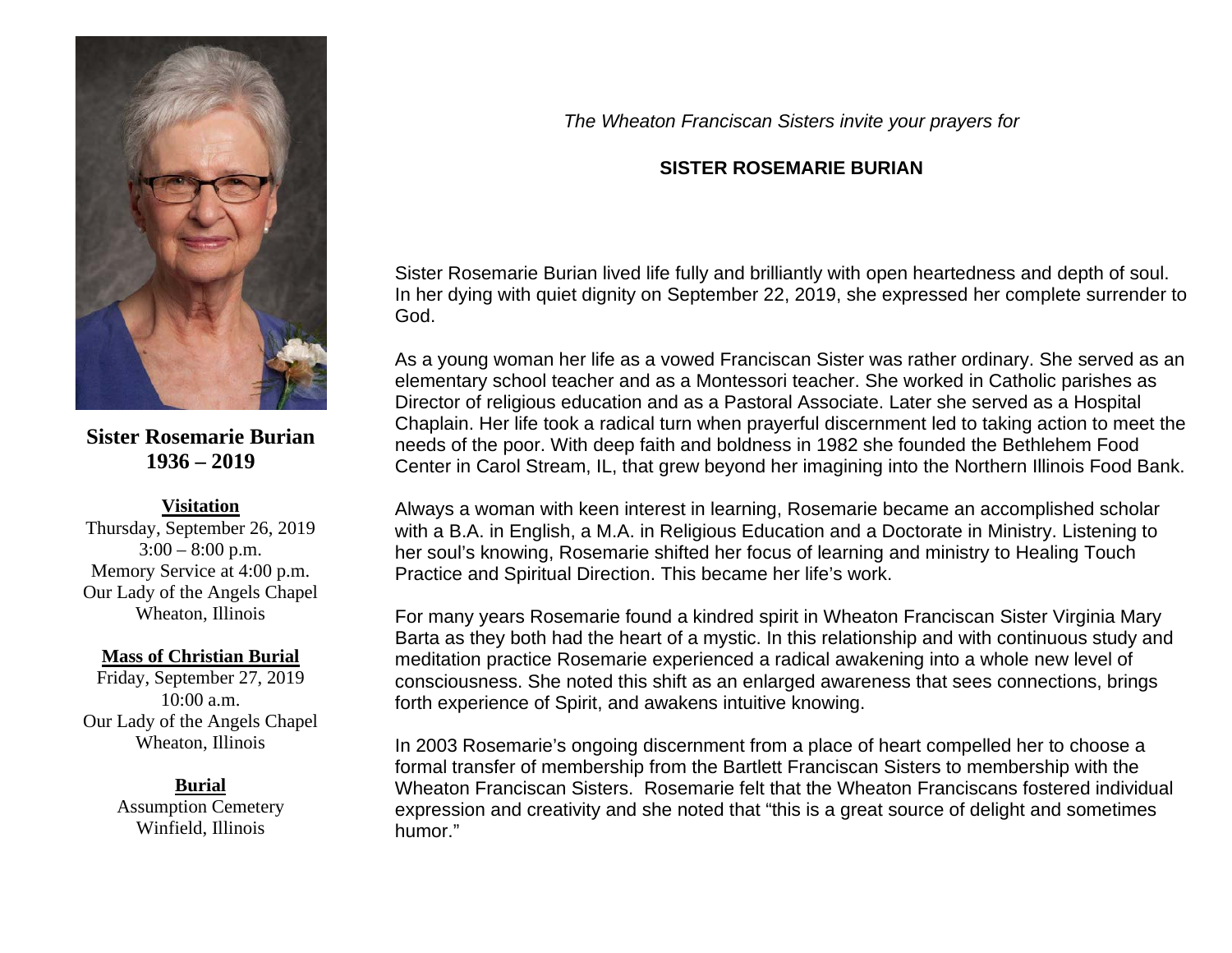**Sister Rosemarie Burian**
**1936 – 2019**

**Visitation**
Thursday, September 26, 2019
3:00 – 8:00 p.m.
Memory Service at 4:00 p.m.
Our Lady of the Angels Chapel
Wheaton, Illinois

**Mass of Christian Burial**
Friday, September 27, 2019
10:00 a.m.
Our Lady of the Angels Chapel
Wheaton, Illinois

**Burial**
Assumption Cemetery
Winfield, Illinois

*The Wheaton Franciscan Sisters invite your prayers for*

**SISTER ROSEMARIE BURIAN**

Sister Rosemarie Burian lived life fully and brilliantly with open heartedness and depth of soul. In her dying with quiet dignity on September 22, 2019, she expressed her complete surrender to God.

As a young woman her life as a vowed Franciscan Sister was rather ordinary. She served as an elementary school teacher and as a Montessori teacher. She worked in Catholic parishes as Director of religious education and as a Pastoral Associate. Later she served as a Hospital Chaplain. Her life took a radical turn when prayerful discernment led to taking action to meet the needs of the poor. With deep faith and boldness in 1982 she founded the Bethlehem Food Center in Carol Stream, IL, that grew beyond her imagining into the Northern Illinois Food Bank.

Always a woman with keen interest in learning, Rosemarie became an accomplished scholar with a B.A. in English, a M.A. in Religious Education and a Doctorate in Ministry. Listening to her soul's knowing, Rosemarie shifted her focus of learning and ministry to Healing Touch Practice and Spiritual Direction. This became her life's work.

For many years Rosemarie found a kindred spirit in Wheaton Franciscan Sister Virginia Mary Barta as they both had the heart of a mystic. In this relationship and with continuous study and meditation practice Rosemarie experienced a radical awakening into a whole new level of consciousness. She noted this shift as an enlarged awareness that sees connections, brings forth experience of Spirit, and awakens intuitive knowing.

In 2003 Rosemarie's ongoing discernment from a place of heart compelled her to choose a formal transfer of membership from the Bartlett Franciscan Sisters to membership with the Wheaton Franciscan Sisters. Rosemarie felt that the Wheaton Franciscans fostered individual expression and creativity and she noted that "this is a great source of delight and sometimes humor."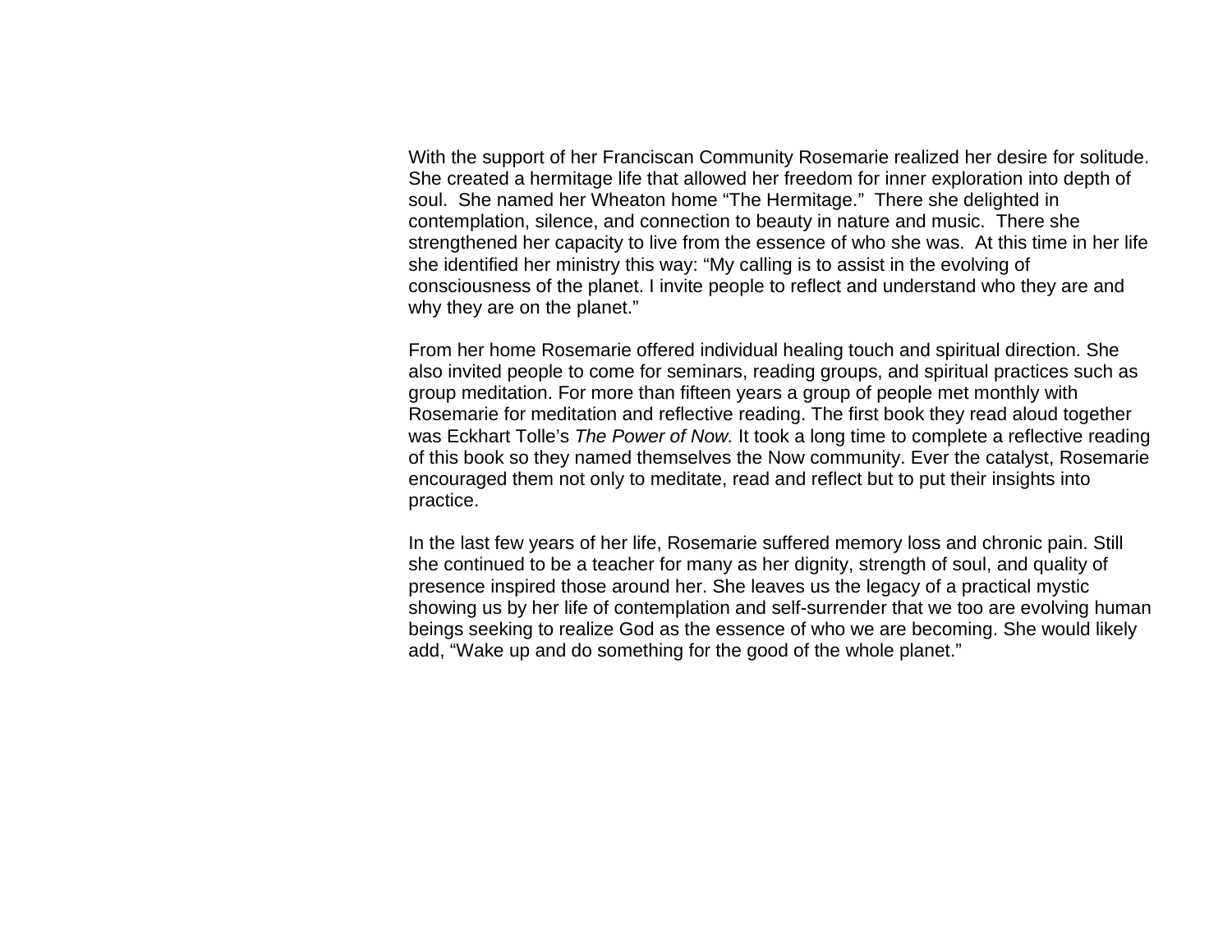With the support of her Franciscan Community Rosemarie realized her desire for solitude. She created a hermitage life that allowed her freedom for inner exploration into depth of soul. She named her Wheaton home "The Hermitage." There she delighted in contemplation, silence, and connection to beauty in nature and music. There she strengthened her capacity to live from the essence of who she was. At this time in her life she identified her ministry this way: "My calling is to assist in the evolving of consciousness of the planet. I invite people to reflect and understand who they are and why they are on the planet."

From her home Rosemarie offered individual healing touch and spiritual direction. She also invited people to come for seminars, reading groups, and spiritual practices such as group meditation. For more than fifteen years a group of people met monthly with Rosemarie for meditation and reflective reading. The first book they read aloud together was Eckhart Tolle's *The Power of Now.* It took a long time to complete a reflective reading of this book so they named themselves the Now community. Ever the catalyst, Rosemarie encouraged them not only to meditate, read and reflect but to put their insights into practice.

In the last few years of her life, Rosemarie suffered memory loss and chronic pain. Still she continued to be a teacher for many as her dignity, strength of soul, and quality of presence inspired those around her. She leaves us the legacy of a practical mystic showing us by her life of contemplation and self-surrender that we too are evolving human beings seeking to realize God as the essence of who we are becoming. She would likely add, "Wake up and do something for the good of the whole planet."